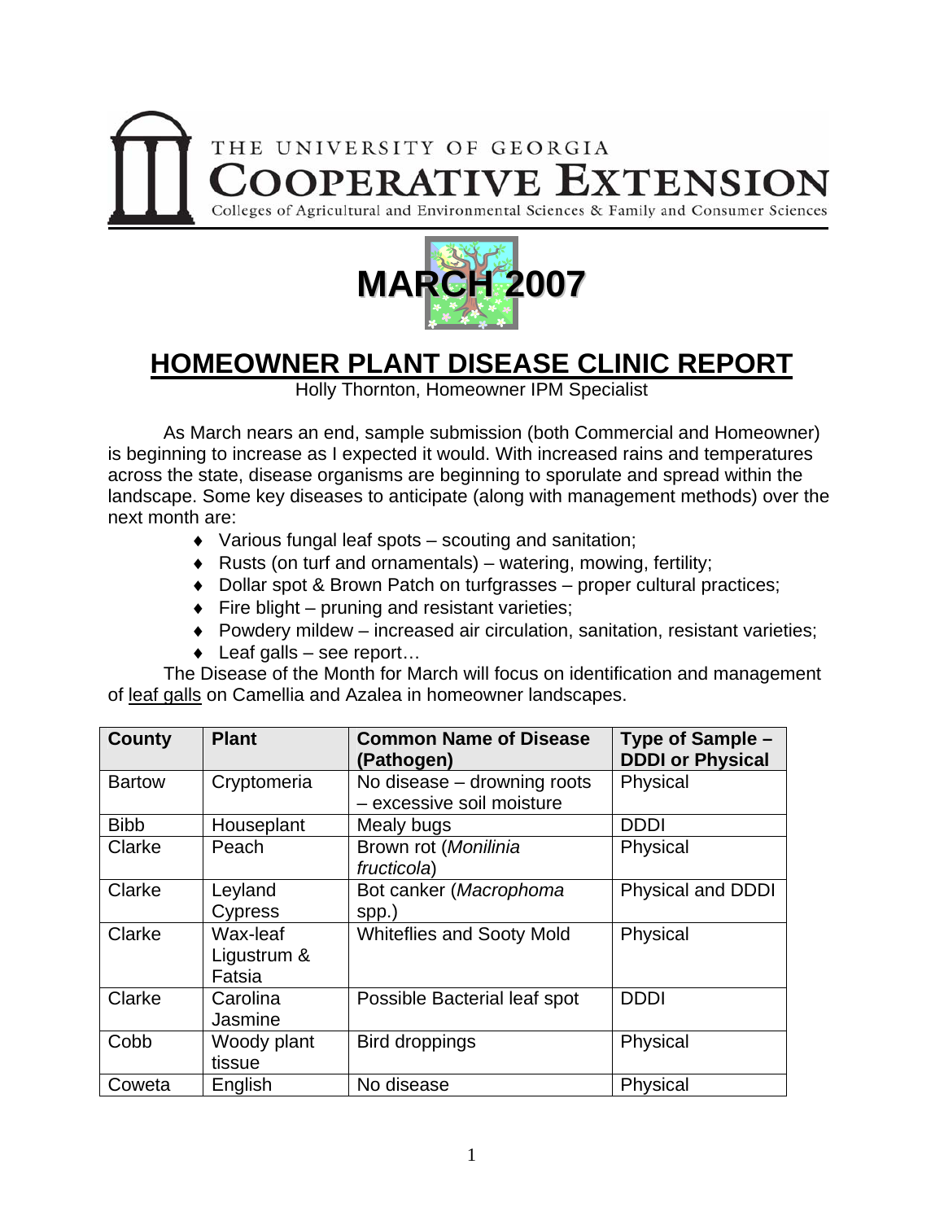THE UNIVERSITY OF GEORGIA

COOPERATIVE EXTENSION

Colleges of Agricultural and Environmental Sciences & Family and Consumer Sciences

**MARCH 2007**

# HOMEOWNER PLANT DISEASE CLINIC REPORT

Holly Thornton, Homeowner IPM Specialist

As March nears an end, sample submission (both Commercial and Homeowner) is beginning to increase as I expected it would. With increased rains and temperatures across the state, disease organisms are beginning to sporulate and spread within the landscape. Some key diseases to anticipate (along with management methods) over the next month are:

- Various fungal leaf spots – scouting and sanitation;
- Rusts (on turf and ornamentals) – watering, mowing, fertility;
- Dollar spot & Brown Patch on turfgrasses – proper cultural practices;
- Fire blight – pruning and resistant varieties;
- Powdery mildew – increased air circulation, sanitation, resistant varieties;
- Leaf galls – see report…

The Disease of the Month for March will focus on identification and management of leaf galls on Camellia and Azalea in homeowner landscapes.

| County | Plant | Common Name of Disease (Pathogen) | Type of Sample – DDDI or Physical |
|---|---|---|---|
| Bartow | Cryptomeria | No disease – drowning roots – excessive soil moisture | Physical |
| Bibb | Houseplant | Mealy bugs | DDDI |
| Clarke | Peach | Brown rot (*Monilinia fructicola*) | Physical |
| Clarke | Leyland Cypress | Bot canker (*Macrophoma* spp.) | Physical and DDDI |
| Clarke | Wax-leaf Ligustrum & Fatsia | Whiteflies and Sooty Mold | Physical |
| Clarke | Carolina Jasmine | Possible Bacterial leaf spot | DDDI |
| Cobb | Woody plant tissue | Bird droppings | Physical |
| Coweta | English | No disease | Physical |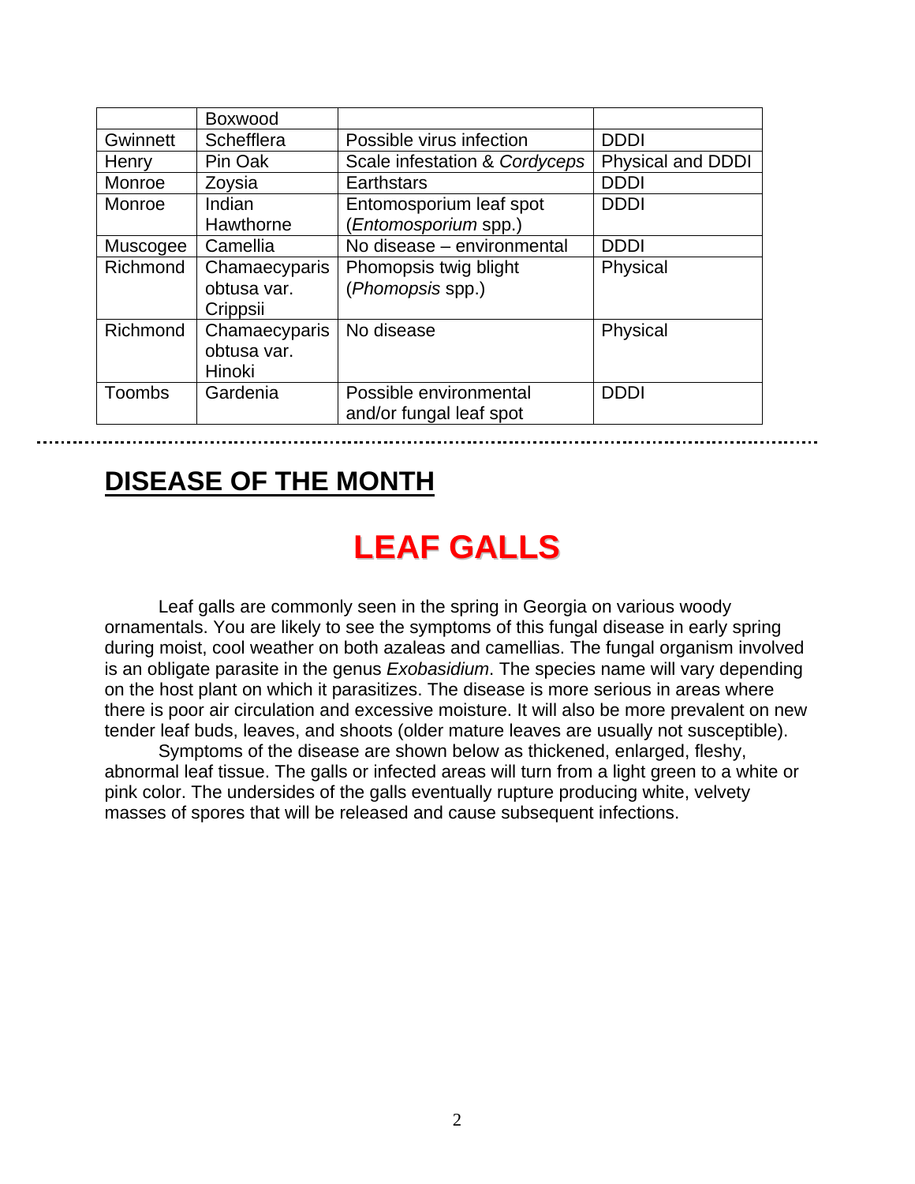| | | | |
|---|---|---|---|
| | Boxwood | | |
| Gwinnett | Schefflera | Possible virus infection | DDDI |
| Henry | Pin Oak | Scale infestation & *Cordyceps* | Physical and DDDI |
| Monroe | Zoysia | Earthstars | DDDI |
| Monroe | Indian Hawthorne | Entomosporium leaf spot (*Entomosporium* spp.) | DDDI |
| Muscogee | Camellia | No disease – environmental | DDDI |
| Richmond | Chamaecyparis obtusa var. Crippsii | Phomopsis twig blight (*Phomopsis* spp.) | Physical |
| Richmond | Chamaecyparis obtusa var. Hinoki | No disease | Physical |
| Toombs | Gardenia | Possible environmental and/or fungal leaf spot | DDDI |

## DISEASE OF THE MONTH

# LEAF GALLS

Leaf galls are commonly seen in the spring in Georgia on various woody ornamentals. You are likely to see the symptoms of this fungal disease in early spring during moist, cool weather on both azaleas and camellias. The fungal organism involved is an obligate parasite in the genus *Exobasidium*. The species name will vary depending on the host plant on which it parasitizes. The disease is more serious in areas where there is poor air circulation and excessive moisture. It will also be more prevalent on new tender leaf buds, leaves, and shoots (older mature leaves are usually not susceptible).

Symptoms of the disease are shown below as thickened, enlarged, fleshy, abnormal leaf tissue. The galls or infected areas will turn from a light green to a white or pink color. The undersides of the galls eventually rupture producing white, velvety masses of spores that will be released and cause subsequent infections.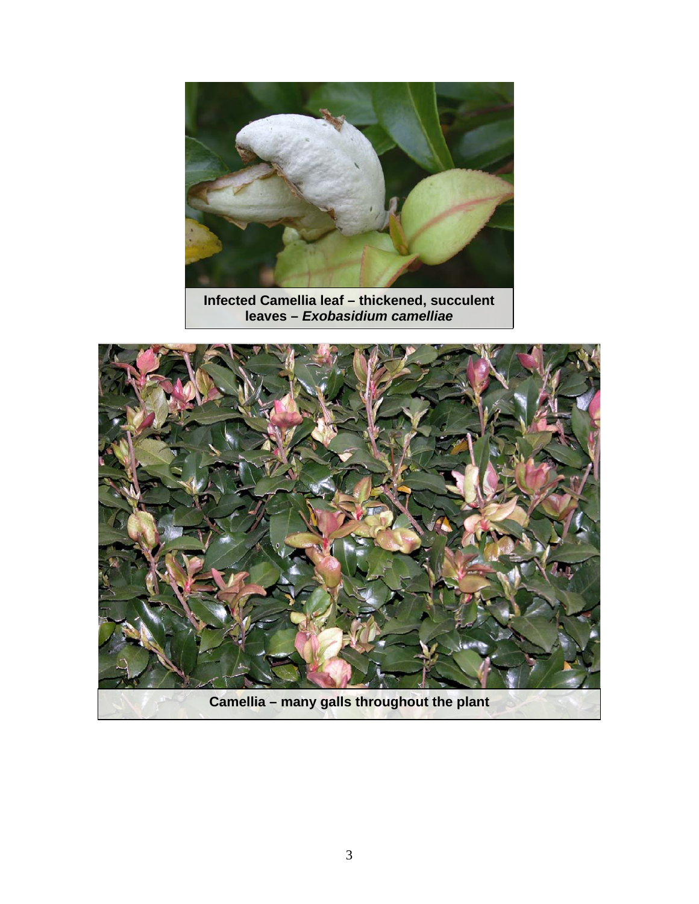Infected Camellia leaf – thickened, succulent leaves – *Exobasidium camelliae*

Camellia – many galls throughout the plant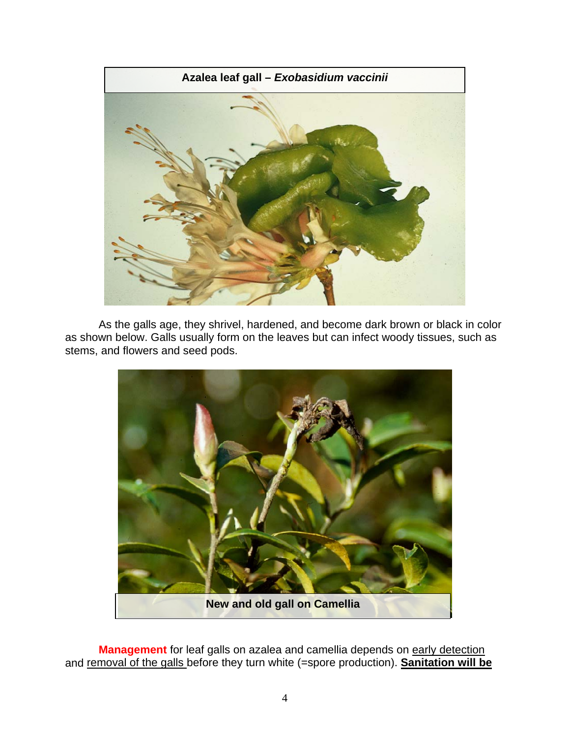**Azalea leaf gall – *Exobasidium vaccinii***

As the galls age, they shrivel, hardened, and become dark brown or black in color as shown below. Galls usually form on the leaves but can infect woody tissues, such as stems, and flowers and seed pods.

**New and old gall on Camellia**

**Management** for leaf galls on azalea and camellia depends on early detection and removal of the galls before they turn white (=spore production). **Sanitation will be**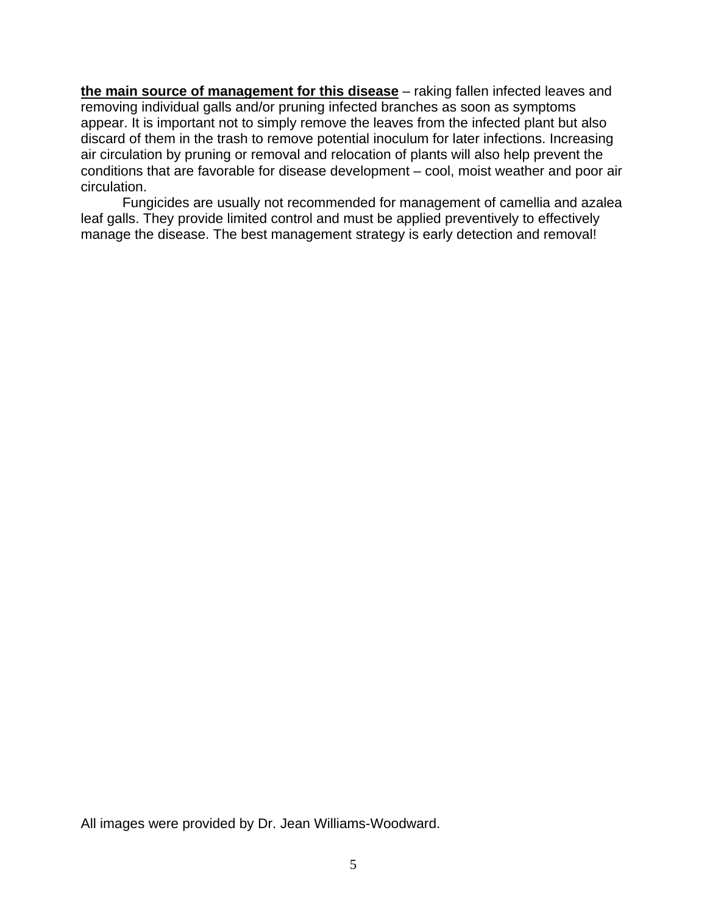**the main source of management for this disease** – raking fallen infected leaves and removing individual galls and/or pruning infected branches as soon as symptoms appear. It is important not to simply remove the leaves from the infected plant but also discard of them in the trash to remove potential inoculum for later infections. Increasing air circulation by pruning or removal and relocation of plants will also help prevent the conditions that are favorable for disease development – cool, moist weather and poor air circulation.

Fungicides are usually not recommended for management of camellia and azalea leaf galls. They provide limited control and must be applied preventively to effectively manage the disease. The best management strategy is early detection and removal!

All images were provided by Dr. Jean Williams-Woodward.